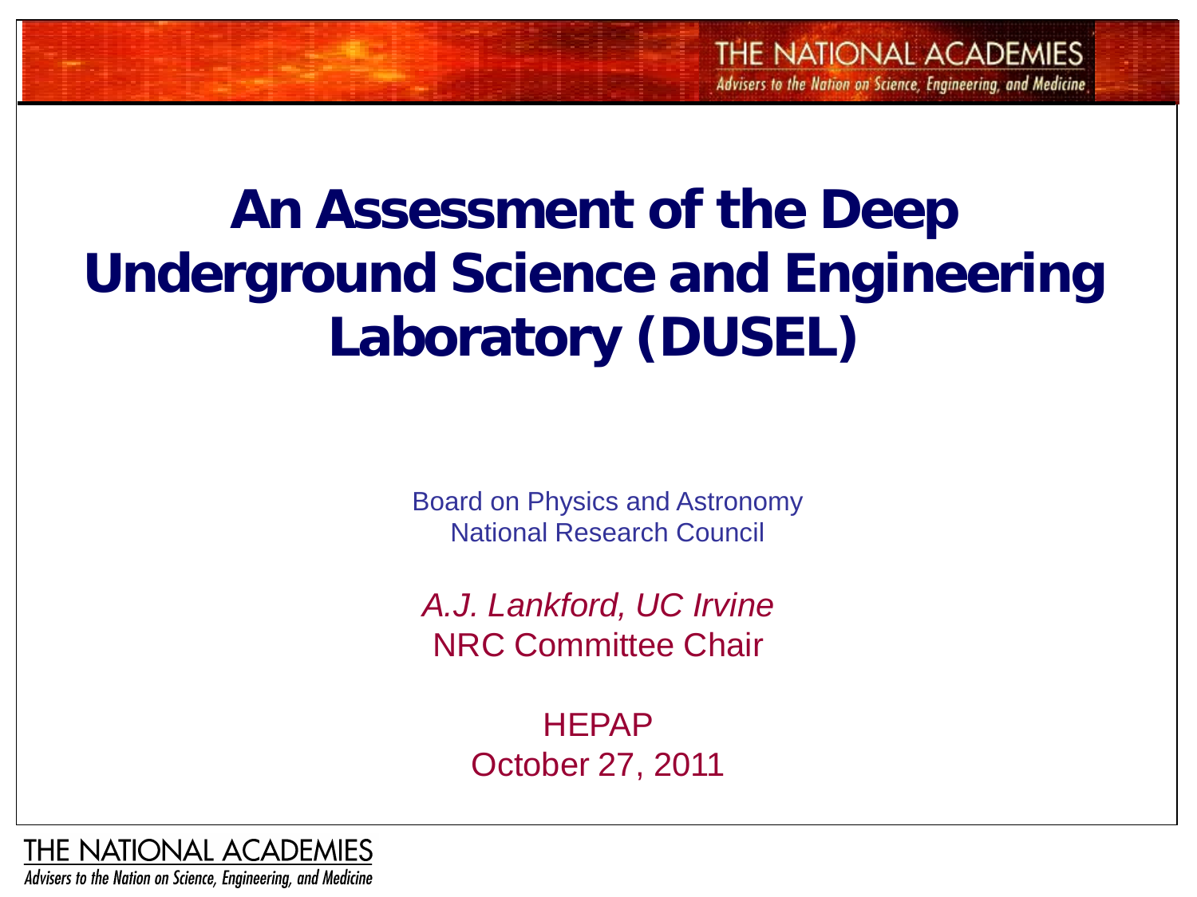# An Assessment of the Deep Underground Science and Engineering Laboratory (DUSEL)

Board on Physics and Astronomy
National Research Council

*A.J. Lankford, UC Irvine*
NRC Committee Chair

HEPAP
October 27, 2011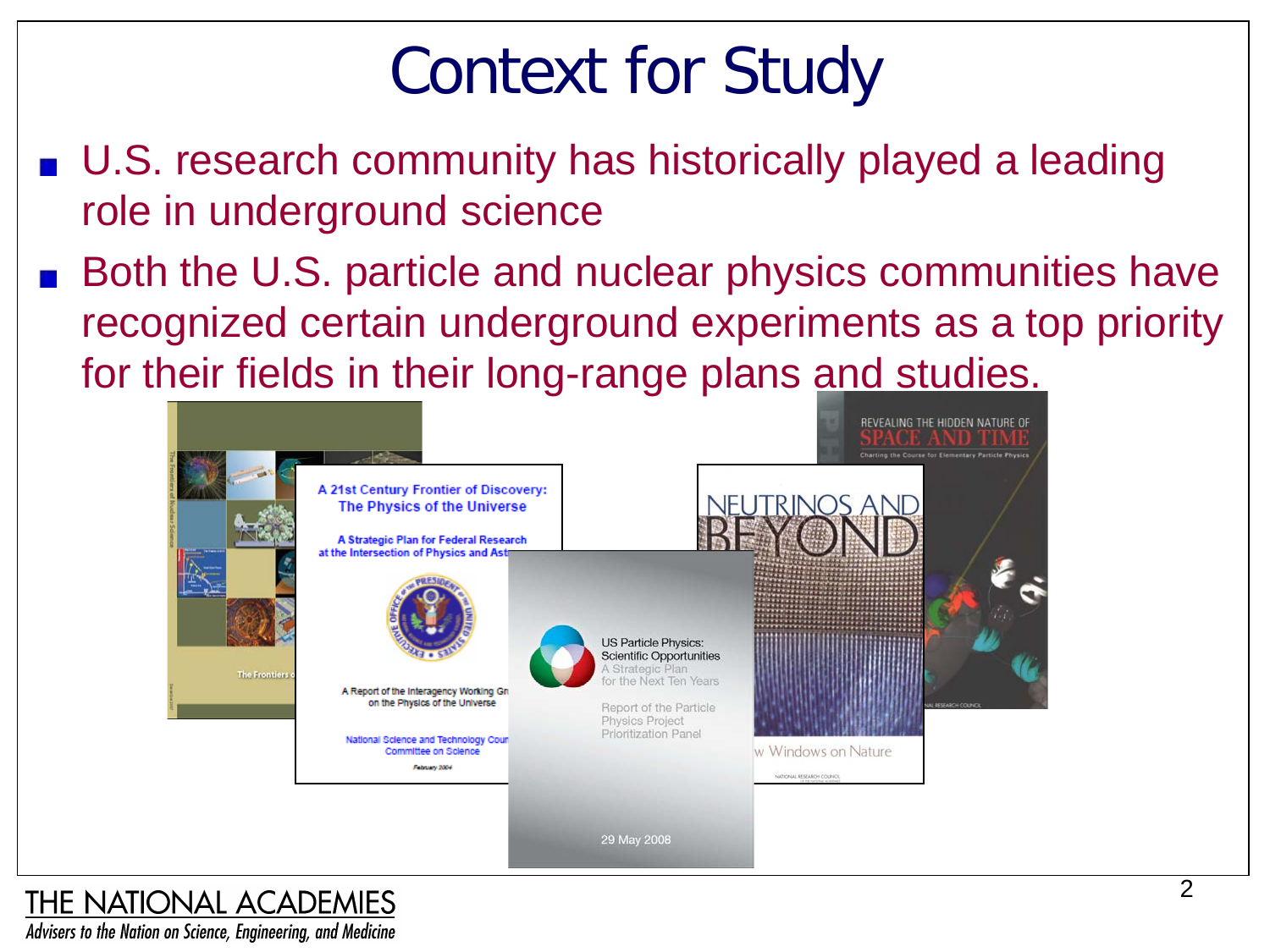# Context for Study

- U.S. research community has historically played a leading role in underground science
- Both the U.S. particle and nuclear physics communities have recognized certain underground experiments as a top priority for their fields in their long-range plans and studies.

A 21st Century Frontier of Discovery: The Physics of the Universe

A Strategic Plan for Federal Research at the Intersection of Physics and Ast

A Report of the Interagency Working Gr on the Physics of the Universe

National Science and Technology Coun Committee on Science

February 2004

US Particle Physics: Scientific Opportunities

A Strategic Plan for the Next Ten Years

Report of the Particle Physics Project Prioritization Panel

29 May 2008

NEUTRINOS AND BEYOND

w Windows on Nature

REVEALING THE HIDDEN NATURE OF SPACE AND TIME

Charting the Course for Elementary Particle Physics

The Frontiers o

THE NATIONAL ACADEMIES

*Advisers to the Nation on Science, Engineering, and Medicine*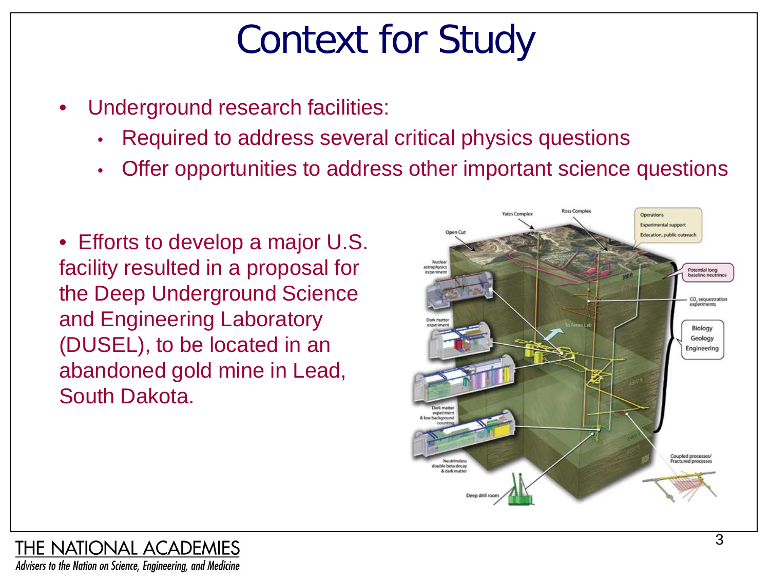# Context for Study

- Underground research facilities:
  - Required to address several critical physics questions
  - Offer opportunities to address other important science questions

- Efforts to develop a major U.S. facility resulted in a proposal for the Deep Underground Science and Engineering Laboratory (DUSEL), to be located in an abandoned gold mine in Lead, South Dakota.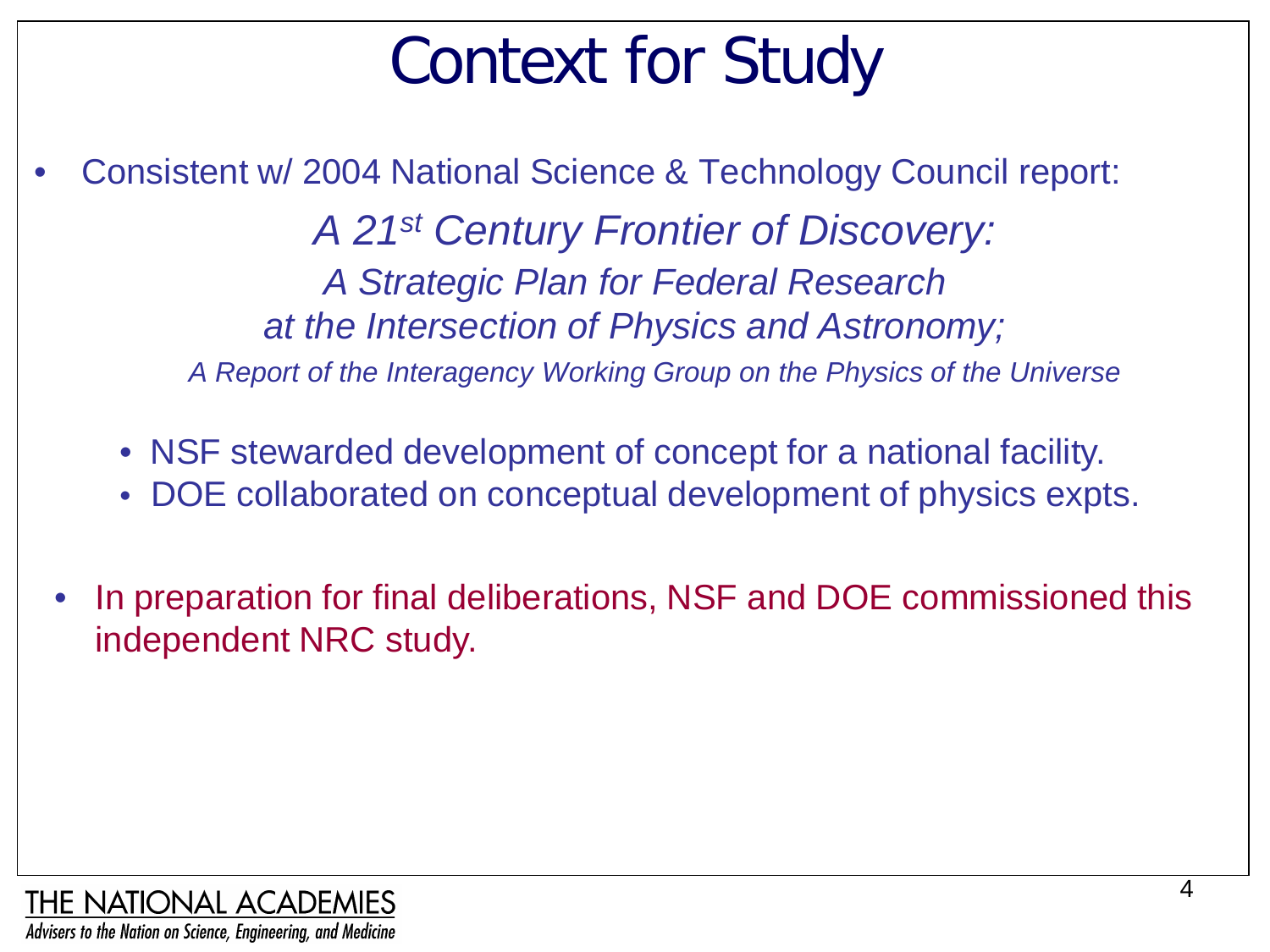# Context for Study

- Consistent w/ 2004 National Science & Technology Council report:

  *A 21st Century Frontier of Discovery:*
  *A Strategic Plan for Federal Research*
  *at the Intersection of Physics and Astronomy;*
  *A Report of the Interagency Working Group on the Physics of the Universe*

  - NSF stewarded development of concept for a national facility.
  - DOE collaborated on conceptual development of physics expts.

- In preparation for final deliberations, NSF and DOE commissioned this independent NRC study.

THE NATIONAL ACADEMIES
Advisers to the Nation on Science, Engineering, and Medicine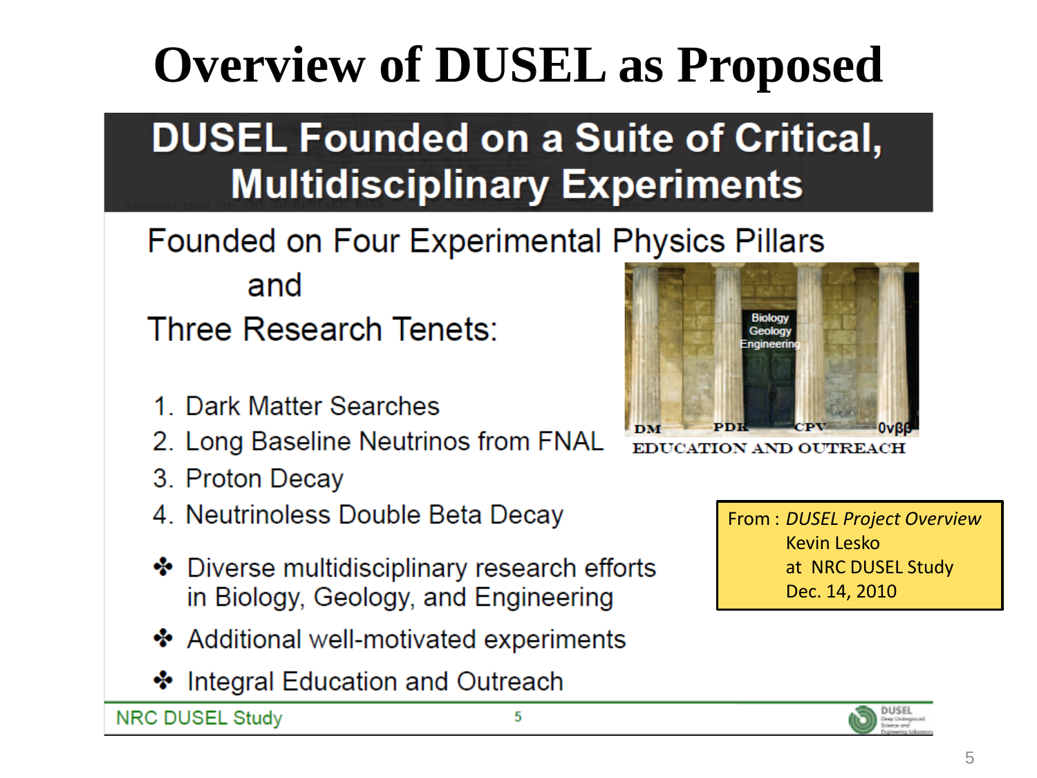# Overview of DUSEL as Proposed

## DUSEL Founded on a Suite of Critical, Multidisciplinary Experiments

Founded on Four Experimental Physics Pillars

and

Three Research Tenets:

Biology
Geology
Engineering

DM PDK CPV $0\nu\beta\beta$

EDUCATION AND OUTREACH

1. Dark Matter Searches
2. Long Baseline Neutrinos from FNAL
3. Proton Decay
4. Neutrinoless Double Beta Decay

- Diverse multidisciplinary research efforts in Biology, Geology, and Engineering
- Additional well-motivated experiments
- Integral Education and Outreach

From : *DUSEL Project Overview*
Kevin Lesko
at NRC DUSEL Study
Dec. 14, 2010

NRC DUSEL Study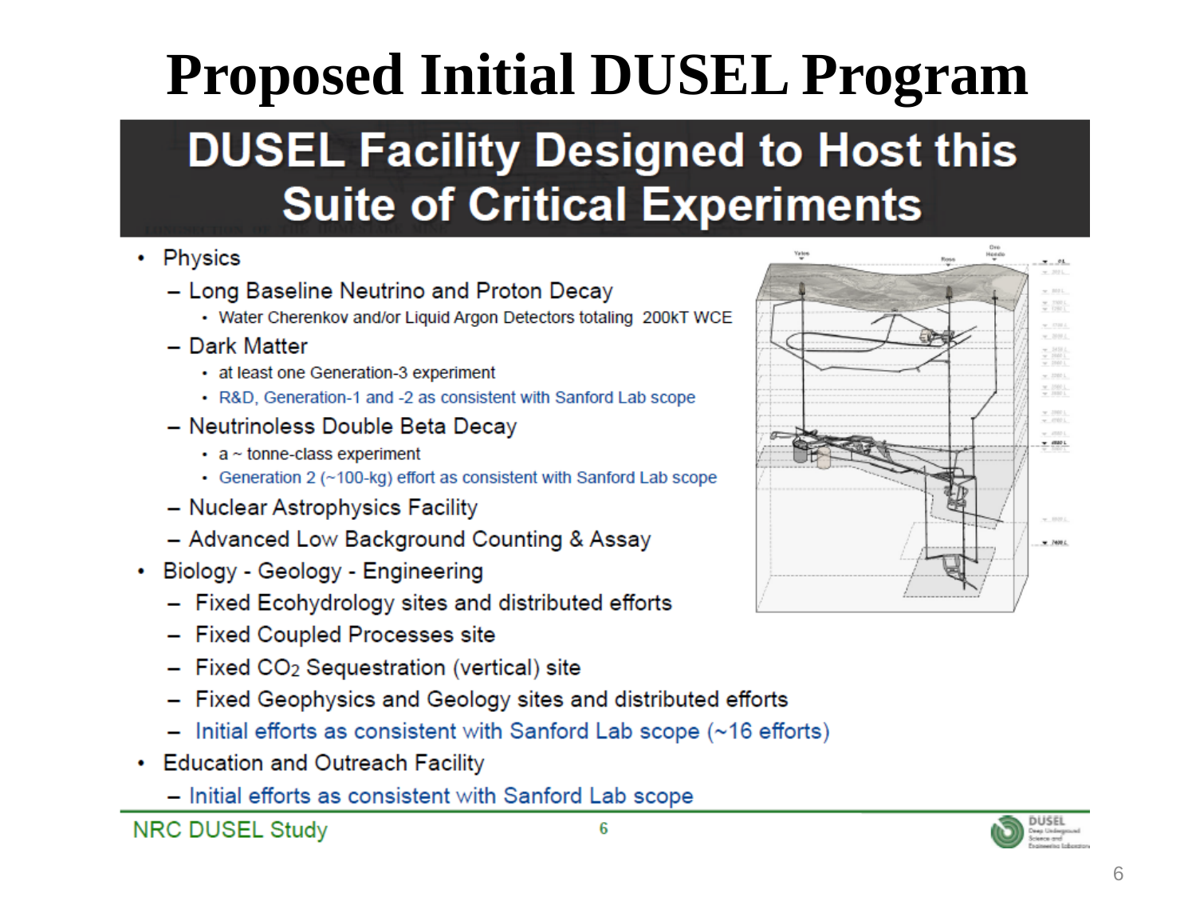# Proposed Initial DUSEL Program

## DUSEL Facility Designed to Host this Suite of Critical Experiments

- Physics
  - Long Baseline Neutrino and Proton Decay
    - Water Cherenkov and/or Liquid Argon Detectors totaling 200kT WCE
  - Dark Matter
    - at least one Generation-3 experiment
    - R&D, Generation-1 and -2 as consistent with Sanford Lab scope
  - Neutrinoless Double Beta Decay
    - a ~ tonne-class experiment
    - Generation 2 (~100-kg) effort as consistent with Sanford Lab scope
  - Nuclear Astrophysics Facility
  - Advanced Low Background Counting & Assay
- Biology - Geology - Engineering
  - Fixed Ecohydrology sites and distributed efforts
  - Fixed Coupled Processes site
  - Fixed $CO_2$ Sequestration (vertical) site
  - Fixed Geophysics and Geology sites and distributed efforts
  - Initial efforts as consistent with Sanford Lab scope (~16 efforts)
- Education and Outreach Facility
  - Initial efforts as consistent with Sanford Lab scope

NRC DUSEL Study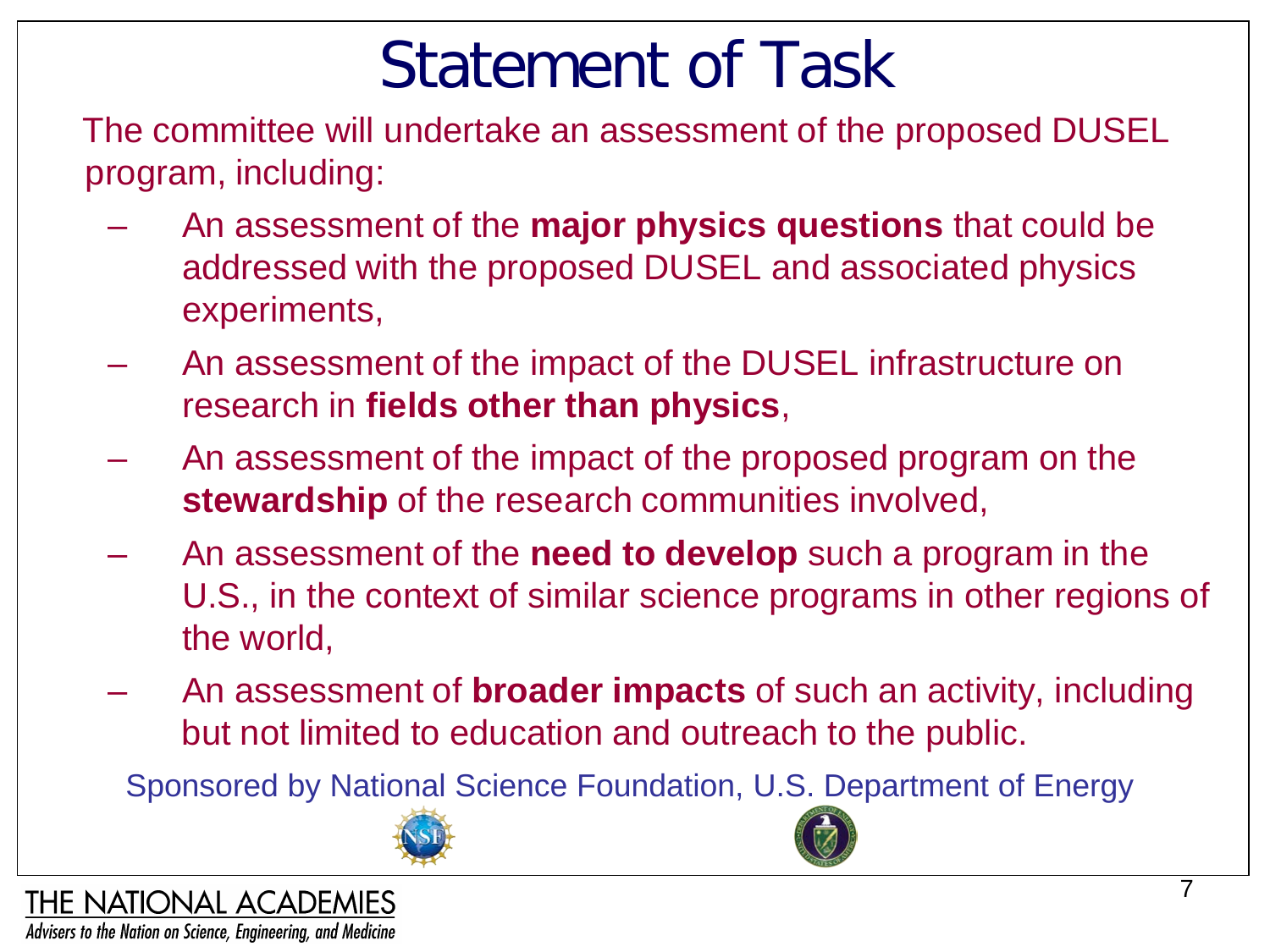# Statement of Task

The committee will undertake an assessment of the proposed DUSEL program, including:

- An assessment of the **major physics questions** that could be addressed with the proposed DUSEL and associated physics experiments,
- An assessment of the impact of the DUSEL infrastructure on research in **fields other than physics**,
- An assessment of the impact of the proposed program on the **stewardship** of the research communities involved,
- An assessment of the **need to develop** such a program in the U.S., in the context of similar science programs in other regions of the world,
- An assessment of **broader impacts** of such an activity, including but not limited to education and outreach to the public.

Sponsored by National Science Foundation, U.S. Department of Energy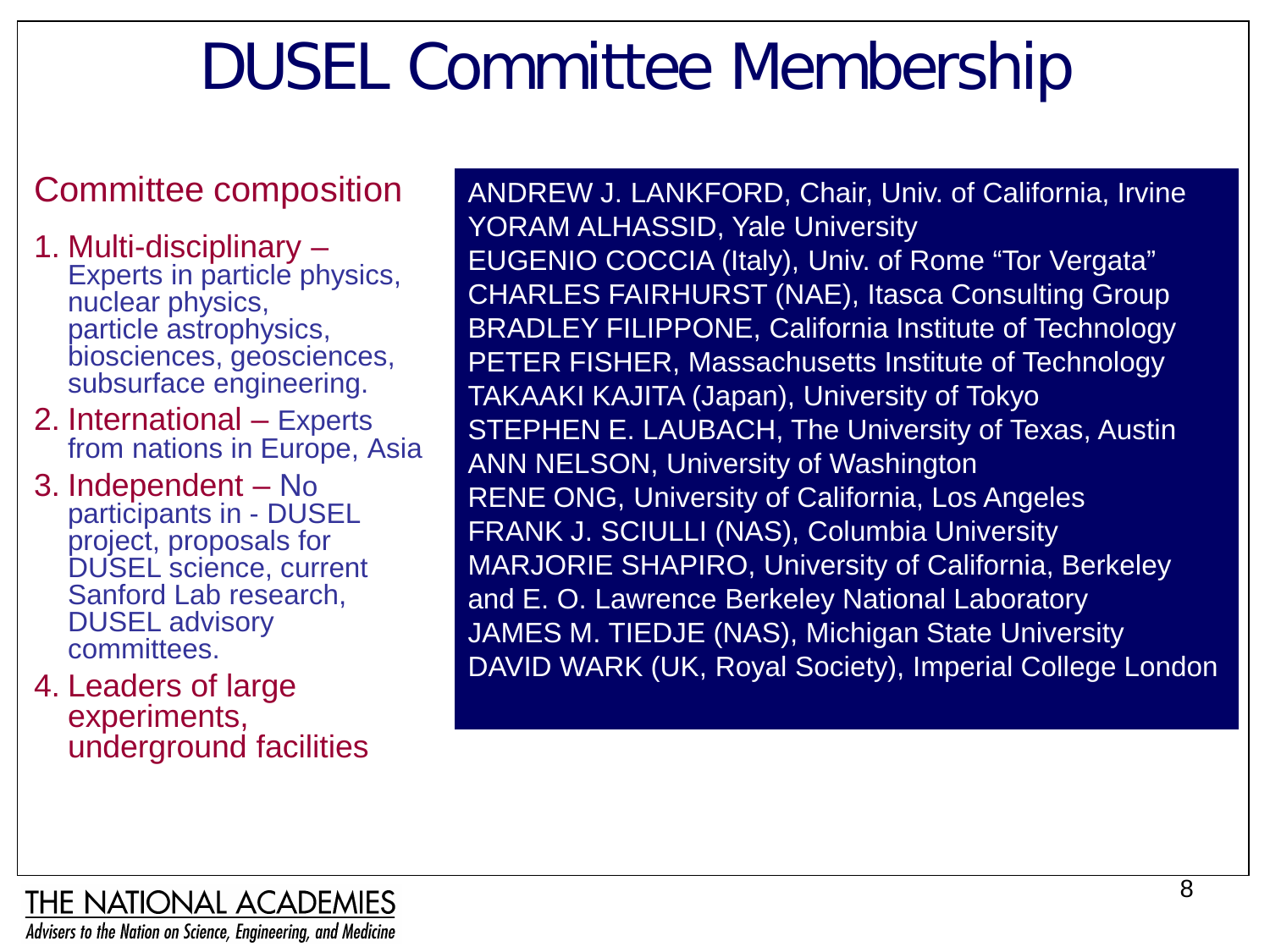# DUSEL Committee Membership

## Committee composition

1. Multi-disciplinary – Experts in particle physics, nuclear physics, particle astrophysics, biosciences, geosciences, subsurface engineering.
2. International – Experts from nations in Europe, Asia
3. Independent – No participants in - DUSEL project, proposals for DUSEL science, current Sanford Lab research, DUSEL advisory committees.
4. Leaders of large experiments, underground facilities

ANDREW J. LANKFORD, Chair, Univ. of California, Irvine
YORAM ALHASSID, Yale University
EUGENIO COCCIA (Italy), Univ. of Rome "Tor Vergata"
CHARLES FAIRHURST (NAE), Itasca Consulting Group
BRADLEY FILIPPONE, California Institute of Technology
PETER FISHER, Massachusetts Institute of Technology
TAKAAKI KAJITA (Japan), University of Tokyo
STEPHEN E. LAUBACH, The University of Texas, Austin
ANN NELSON, University of Washington
RENE ONG, University of California, Los Angeles
FRANK J. SCIULLI (NAS), Columbia University
MARJORIE SHAPIRO, University of California, Berkeley and E. O. Lawrence Berkeley National Laboratory
JAMES M. TIEDJE (NAS), Michigan State University
DAVID WARK (UK, Royal Society), Imperial College London

THE NATIONAL ACADEMIES
*Advisers to the Nation on Science, Engineering, and Medicine*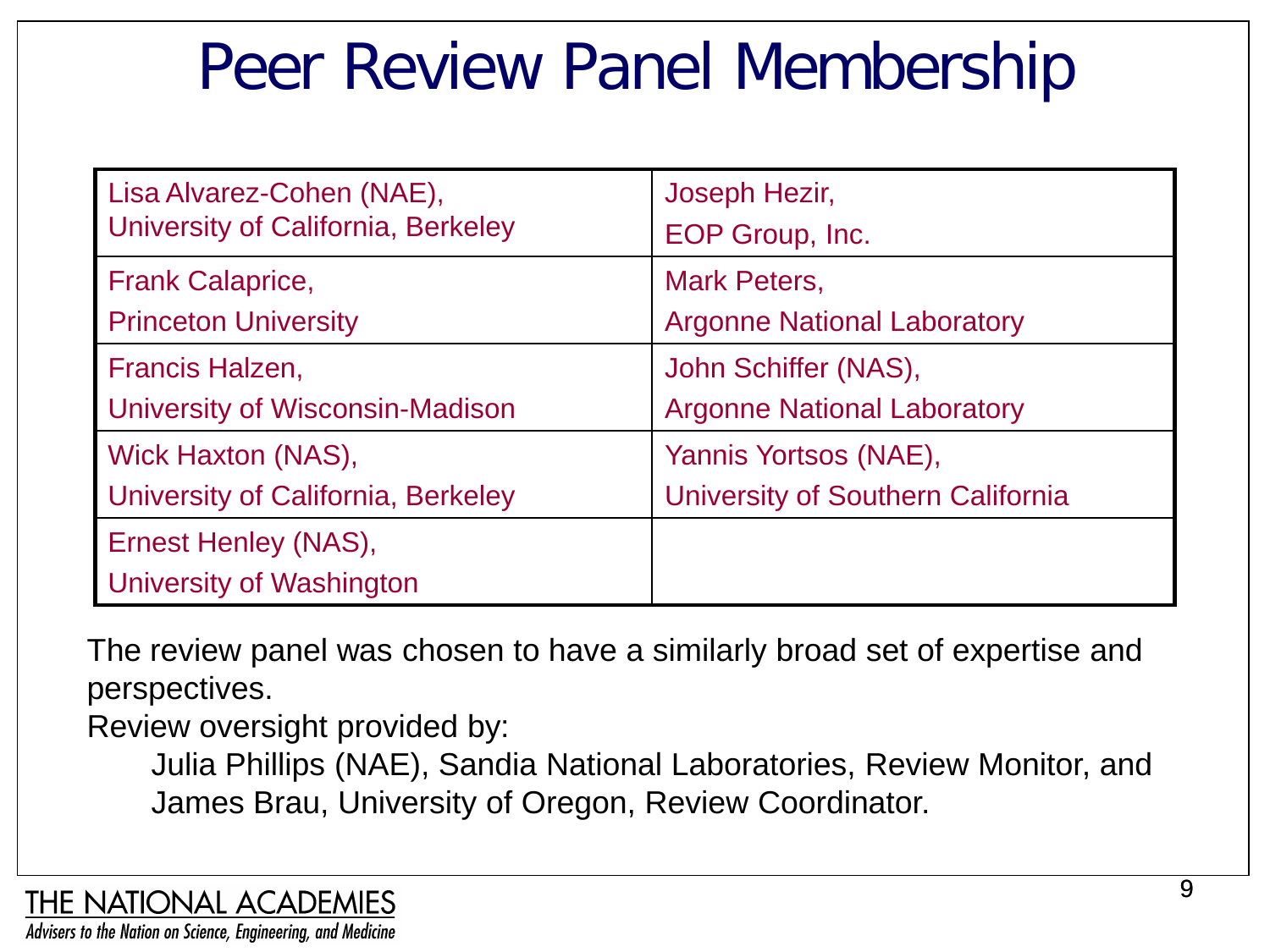# Peer Review Panel Membership

| | |
|---|---|
| Lisa Alvarez-Cohen (NAE), University of California, Berkeley | Joseph Hezir, EOP Group, Inc. |
| Frank Calaprice, Princeton University | Mark Peters, Argonne National Laboratory |
| Francis Halzen, University of Wisconsin-Madison | John Schiffer (NAS), Argonne National Laboratory |
| Wick Haxton (NAS), University of California, Berkeley | Yannis Yortsos (NAE), University of Southern California |
| Ernest Henley (NAS), University of Washington | |

The review panel was chosen to have a similarly broad set of expertise and perspectives.

Review oversight provided by:

Julia Phillips (NAE), Sandia National Laboratories, Review Monitor, and
James Brau, University of Oregon, Review Coordinator.

THE NATIONAL ACADEMIES

*Advisers to the Nation on Science, Engineering, and Medicine*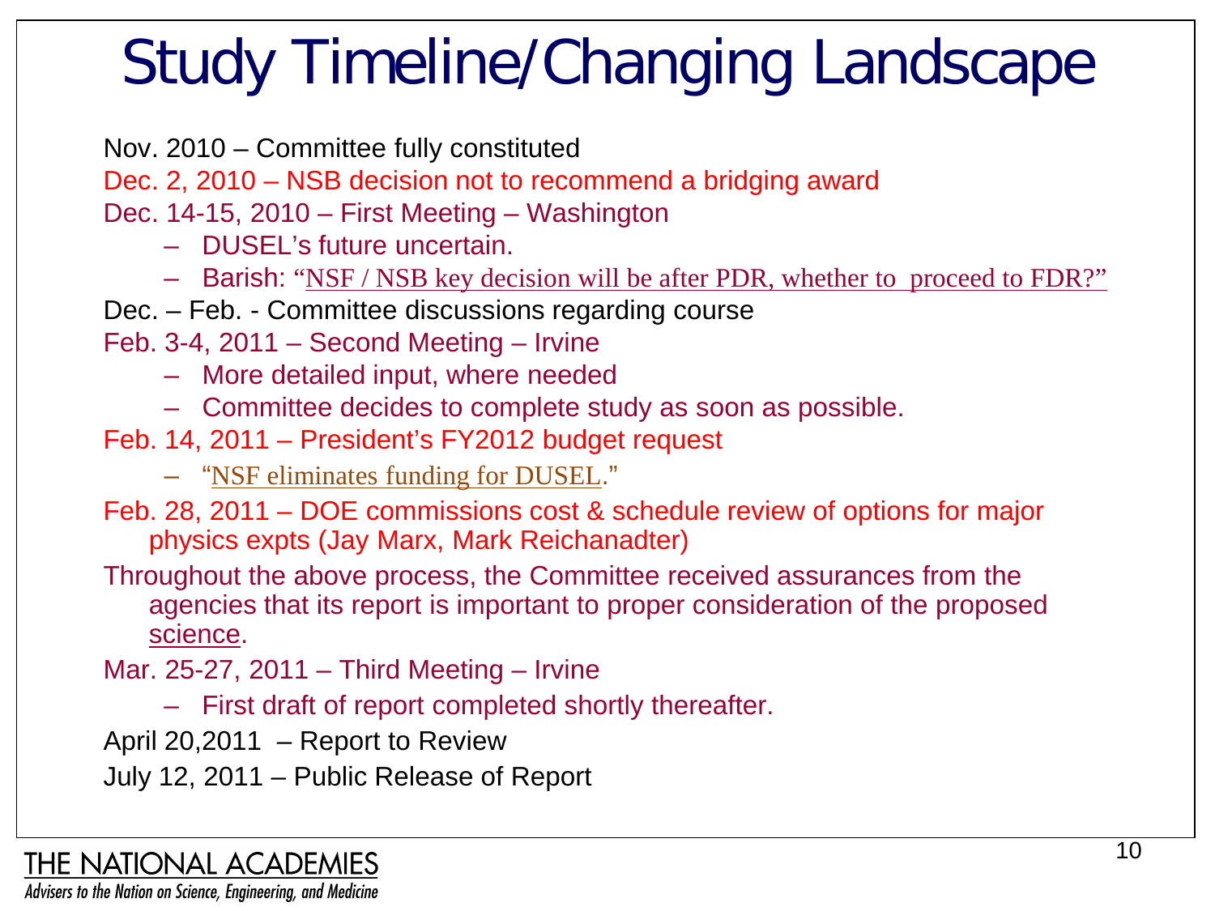# Study Timeline/Changing Landscape

Nov. 2010 – Committee fully constituted

Dec. 2, 2010 – NSB decision not to recommend a bridging award

Dec. 14-15, 2010 – First Meeting – Washington

- DUSEL's future uncertain.
- Barish: "NSF / NSB key decision will be after PDR, whether to proceed to FDR?"

Dec. – Feb. - Committee discussions regarding course

Feb. 3-4, 2011 – Second Meeting – Irvine

- More detailed input, where needed
- Committee decides to complete study as soon as possible.

Feb. 14, 2011 – President's FY2012 budget request

- "NSF eliminates funding for DUSEL."

Feb. 28, 2011 – DOE commissions cost & schedule review of options for major physics expts (Jay Marx, Mark Reichanadter)

Throughout the above process, the Committee received assurances from the agencies that its report is important to proper consideration of the proposed science.

Mar. 25-27, 2011 – Third Meeting – Irvine

- First draft of report completed shortly thereafter.

April 20,2011 – Report to Review

July 12, 2011 – Public Release of Report

THE NATIONAL ACADEMIES

*Advisers to the Nation on Science, Engineering, and Medicine*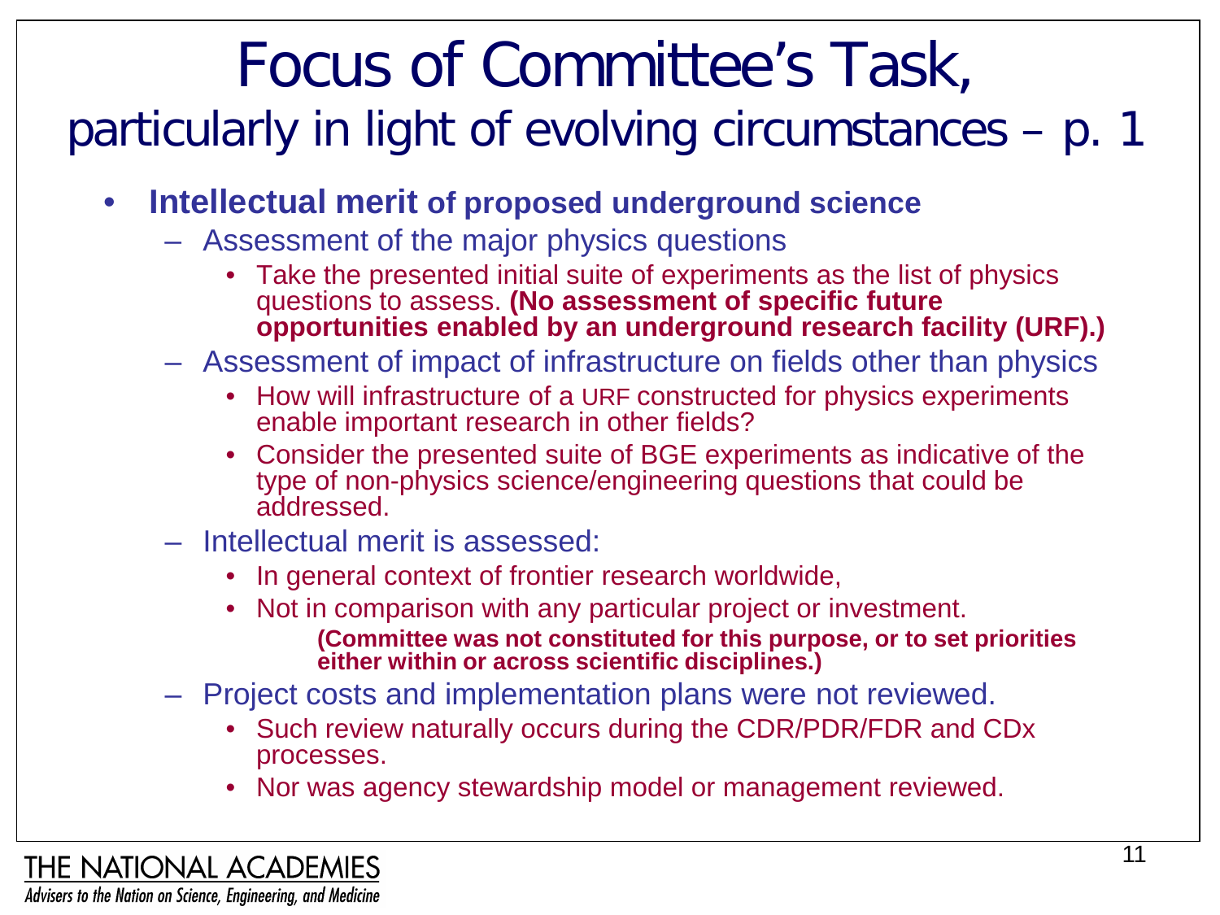# Focus of Committee's Task,

## particularly in light of evolving circumstances – p. 1

- **Intellectual merit of proposed underground science**
  - Assessment of the major physics questions
    - Take the presented initial suite of experiments as the list of physics questions to assess. **(No assessment of specific future opportunities enabled by an underground research facility (URF).)**
  - Assessment of impact of infrastructure on fields other than physics
    - How will infrastructure of a URF constructed for physics experiments enable important research in other fields?
    - Consider the presented suite of BGE experiments as indicative of the type of non-physics science/engineering questions that could be addressed.
  - Intellectual merit is assessed:
    - In general context of frontier research worldwide,
    - Not in comparison with any particular project or investment.

      **(Committee was not constituted for this purpose, or to set priorities either within or across scientific disciplines.)**
  - Project costs and implementation plans were not reviewed.
    - Such review naturally occurs during the CDR/PDR/FDR and CDx processes.
    - Nor was agency stewardship model or management reviewed.

THE NATIONAL ACADEMIES

*Advisers to the Nation on Science, Engineering, and Medicine*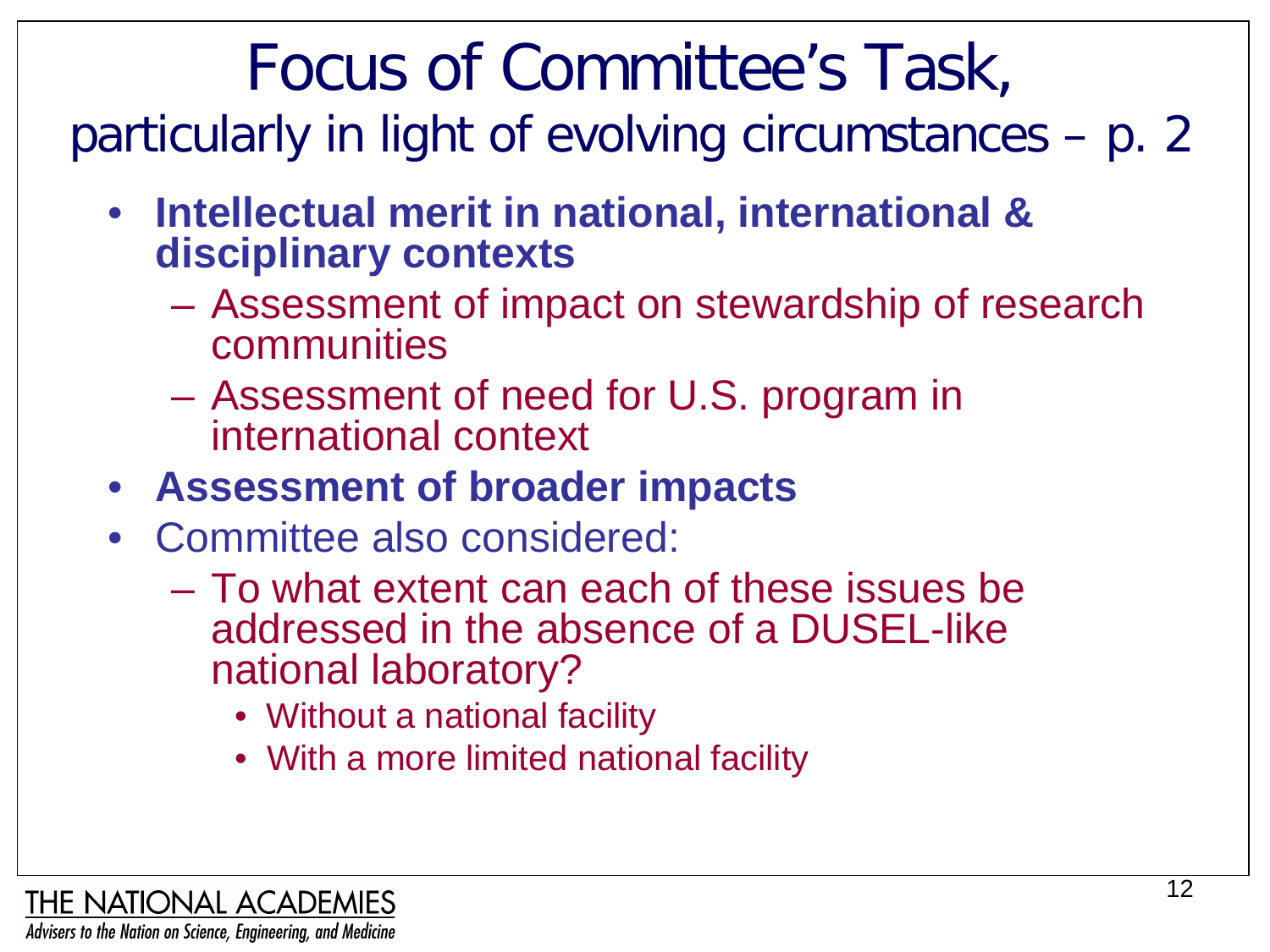# Focus of Committee's Task,

## particularly in light of evolving circumstances – p. 2

- **Intellectual merit in national, international & disciplinary contexts**
  - Assessment of impact on stewardship of research communities
  - Assessment of need for U.S. program in international context
- **Assessment of broader impacts**
- Committee also considered:
  - To what extent can each of these issues be addressed in the absence of a DUSEL-like national laboratory?
    - Without a national facility
    - With a more limited national facility

THE NATIONAL ACADEMIES

*Advisers to the Nation on Science, Engineering, and Medicine*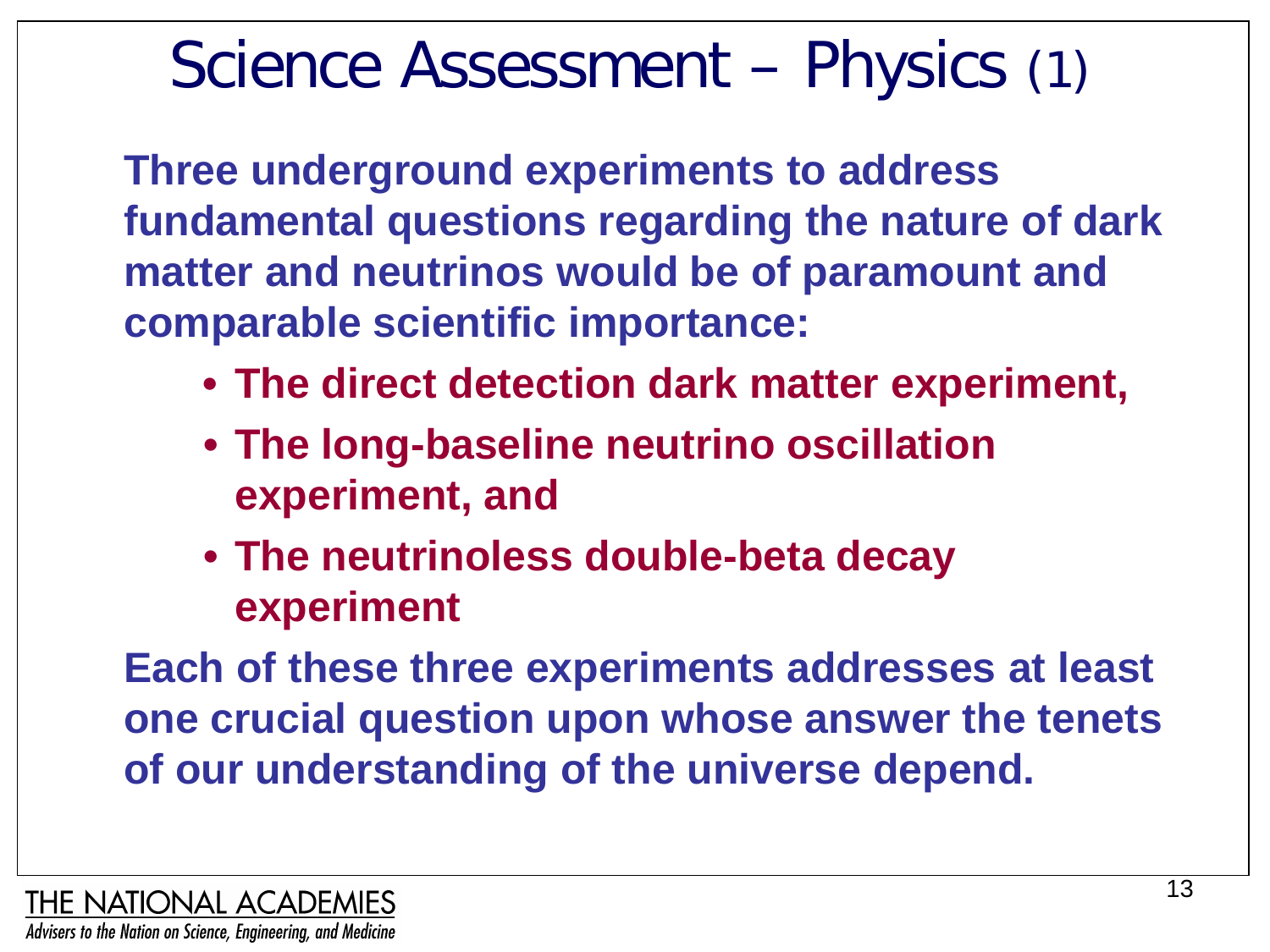# Science Assessment – Physics (1)

**Three underground experiments to address fundamental questions regarding the nature of dark matter and neutrinos would be of paramount and comparable scientific importance:**

- **The direct detection dark matter experiment,**
- **The long-baseline neutrino oscillation experiment, and**
- **The neutrinoless double-beta decay experiment**

**Each of these three experiments addresses at least one crucial question upon whose answer the tenets of our understanding of the universe depend.**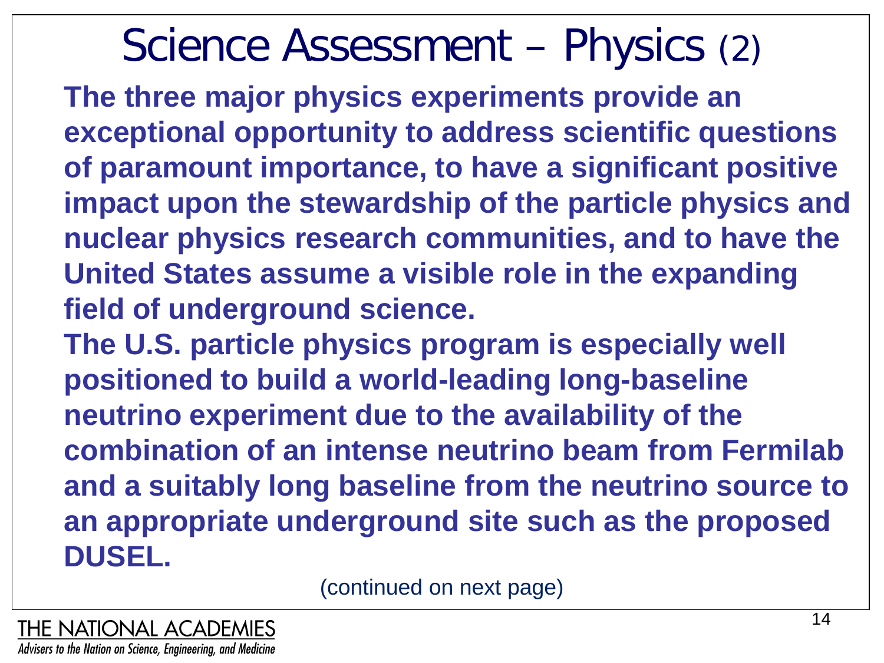# Science Assessment – Physics (2)

**The three major physics experiments provide an exceptional opportunity to address scientific questions of paramount importance, to have a significant positive impact upon the stewardship of the particle physics and nuclear physics research communities, and to have the United States assume a visible role in the expanding field of underground science.**

**The U.S. particle physics program is especially well positioned to build a world-leading long-baseline neutrino experiment due to the availability of the combination of an intense neutrino beam from Fermilab and a suitably long baseline from the neutrino source to an appropriate underground site such as the proposed DUSEL.**

(continued on next page)

THE NATIONAL ACADEMIES

*Advisers to the Nation on Science, Engineering, and Medicine*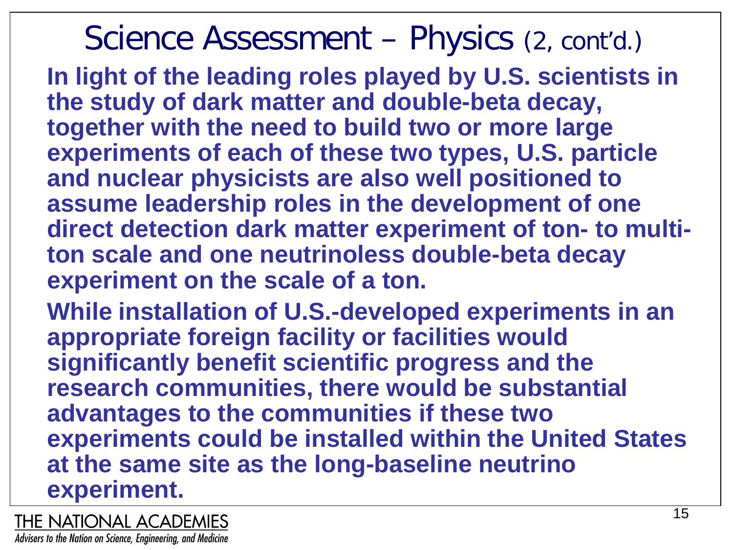# Science Assessment – Physics (2, cont'd.)

**In light of the leading roles played by U.S. scientists in the study of dark matter and double-beta decay, together with the need to build two or more large experiments of each of these two types, U.S. particle and nuclear physicists are also well positioned to assume leadership roles in the development of one direct detection dark matter experiment of ton- to multi-ton scale and one neutrinoless double-beta decay experiment on the scale of a ton.**

**While installation of U.S.-developed experiments in an appropriate foreign facility or facilities would significantly benefit scientific progress and the research communities, there would be substantial advantages to the communities if these two experiments could be installed within the United States at the same site as the long-baseline neutrino experiment.**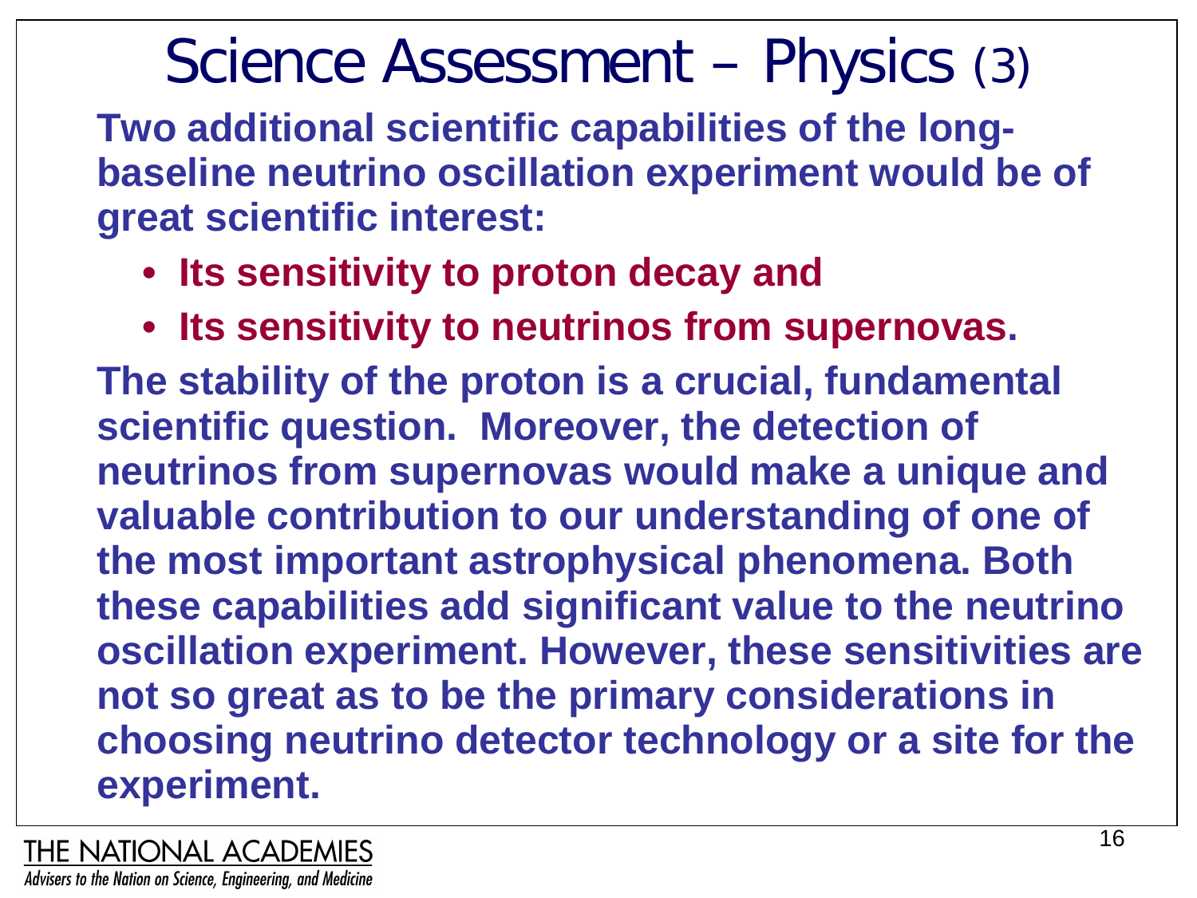# Science Assessment – Physics (3)

**Two additional scientific capabilities of the long-baseline neutrino oscillation experiment would be of great scientific interest:**

- **Its sensitivity to proton decay and**
- **Its sensitivity to neutrinos from supernovas.**

**The stability of the proton is a crucial, fundamental scientific question. Moreover, the detection of neutrinos from supernovas would make a unique and valuable contribution to our understanding of one of the most important astrophysical phenomena. Both these capabilities add significant value to the neutrino oscillation experiment. However, these sensitivities are not so great as to be the primary considerations in choosing neutrino detector technology or a site for the experiment.**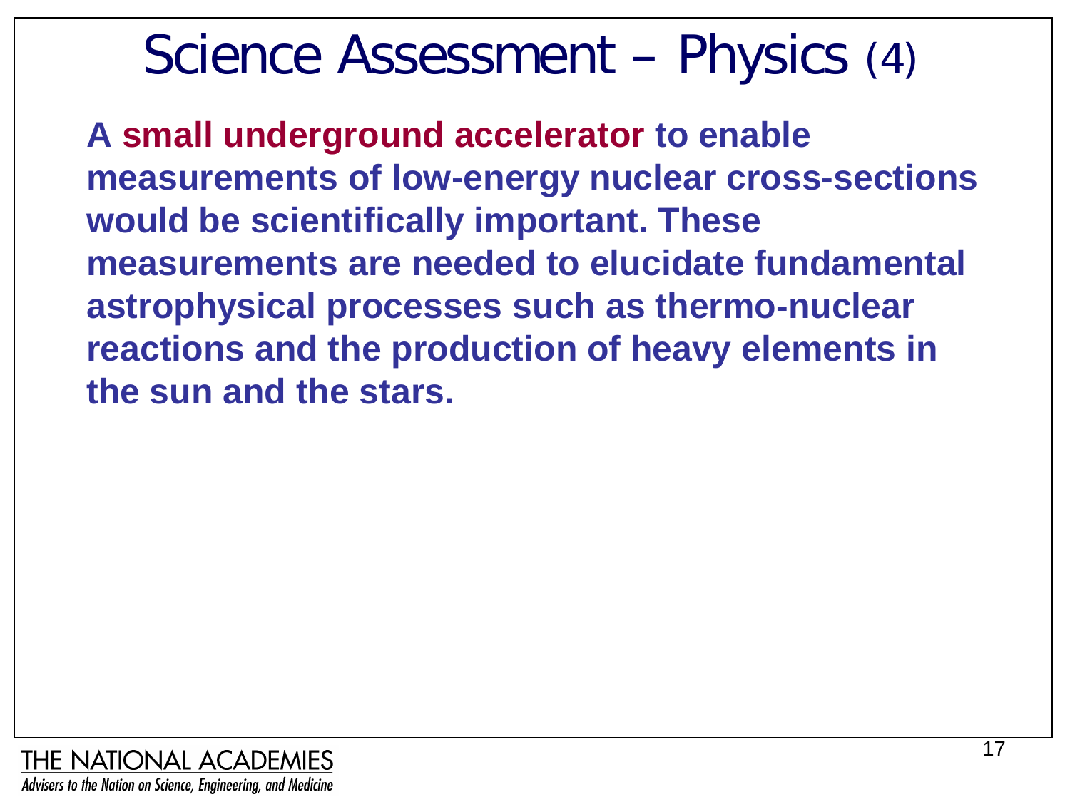# Science Assessment – Physics (4)

**A small underground accelerator to enable measurements of low-energy nuclear cross-sections would be scientifically important. These measurements are needed to elucidate fundamental astrophysical processes such as thermo-nuclear reactions and the production of heavy elements in the sun and the stars.**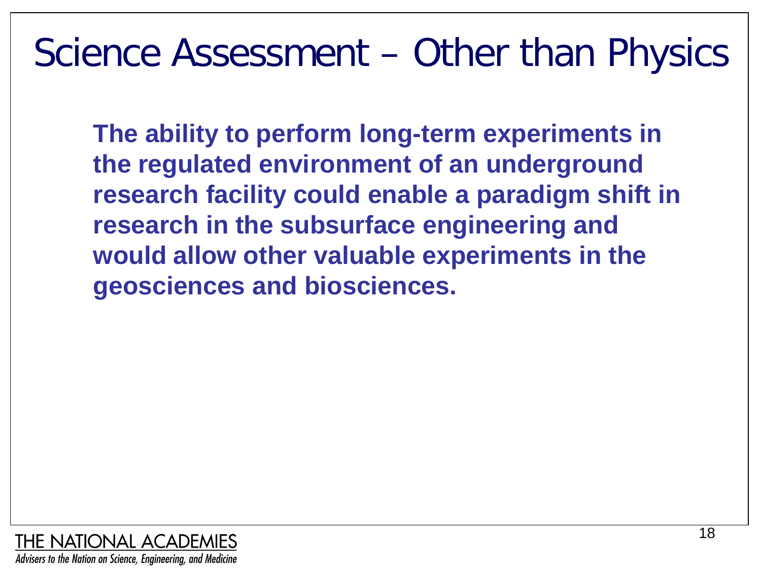# Science Assessment – Other than Physics

**The ability to perform long-term experiments in the regulated environment of an underground research facility could enable a paradigm shift in research in the subsurface engineering and would allow other valuable experiments in the geosciences and biosciences.**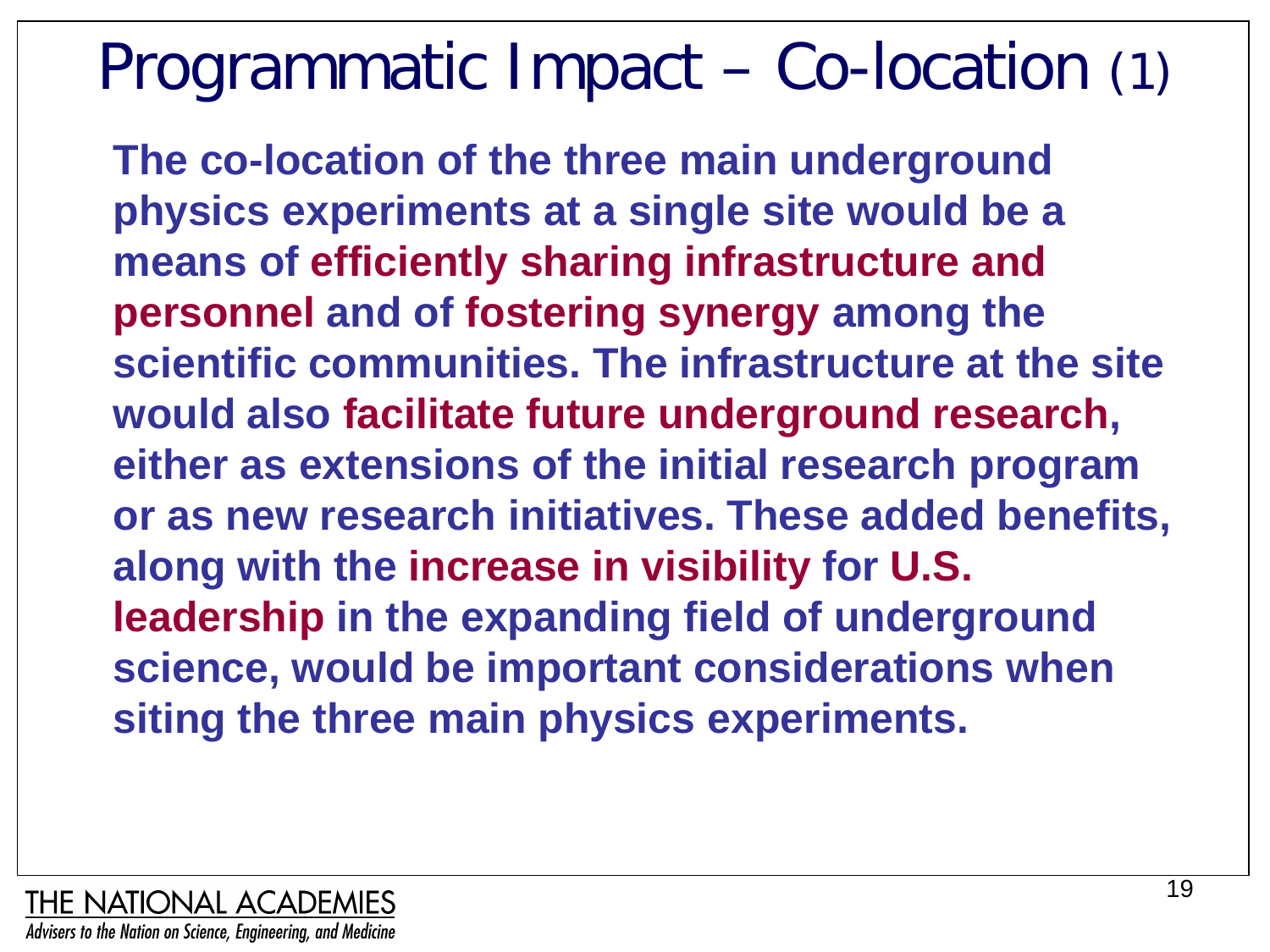# Programmatic Impact – Co-location (1)

**The co-location of the three main underground physics experiments at a single site would be a means of efficiently sharing infrastructure and personnel and of fostering synergy among the scientific communities. The infrastructure at the site would also facilitate future underground research, either as extensions of the initial research program or as new research initiatives. These added benefits, along with the increase in visibility for U.S. leadership in the expanding field of underground science, would be important considerations when siting the three main physics experiments.**

THE NATIONAL ACADEMIES
*Advisers to the Nation on Science, Engineering, and Medicine*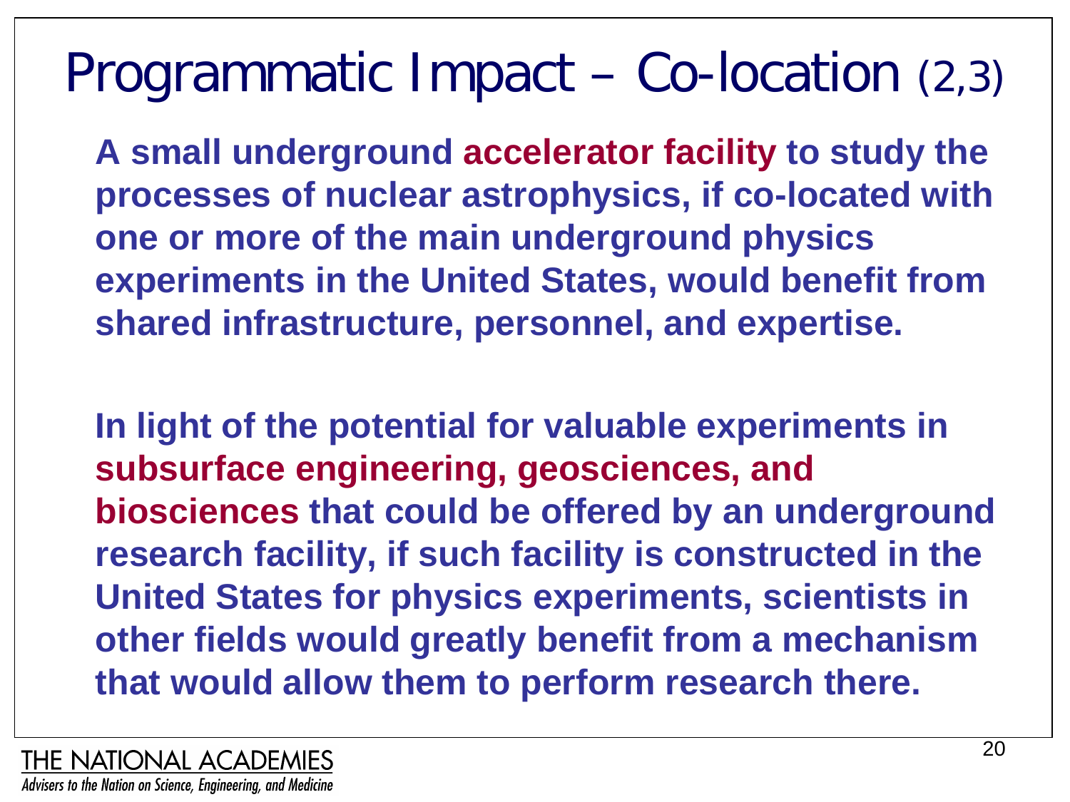# Programmatic Impact – Co-location (2,3)

**A small underground accelerator facility to study the processes of nuclear astrophysics, if co-located with one or more of the main underground physics experiments in the United States, would benefit from shared infrastructure, personnel, and expertise.**

**In light of the potential for valuable experiments in subsurface engineering, geosciences, and biosciences that could be offered by an underground research facility, if such facility is constructed in the United States for physics experiments, scientists in other fields would greatly benefit from a mechanism that would allow them to perform research there.**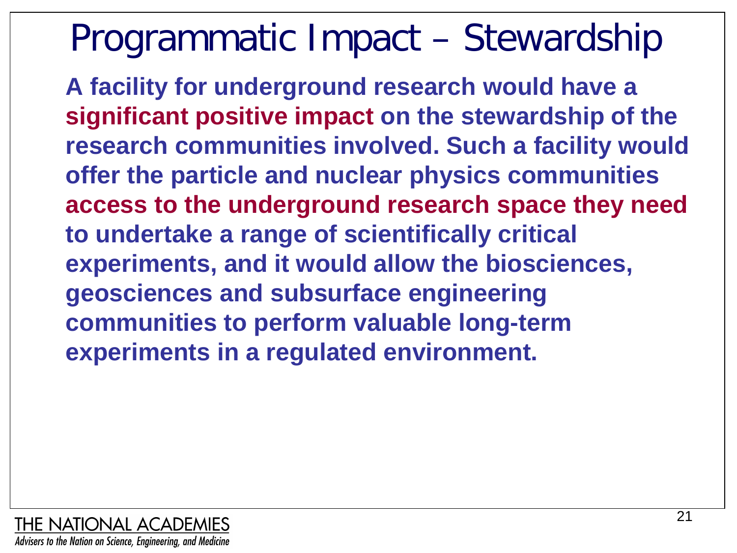# Programmatic Impact – Stewardship

**A facility for underground research would have a significant positive impact on the stewardship of the research communities involved. Such a facility would offer the particle and nuclear physics communities access to the underground research space they need to undertake a range of scientifically critical experiments, and it would allow the biosciences, geosciences and subsurface engineering communities to perform valuable long-term experiments in a regulated environment.**

THE NATIONAL ACADEMIES

*Advisers to the Nation on Science, Engineering, and Medicine*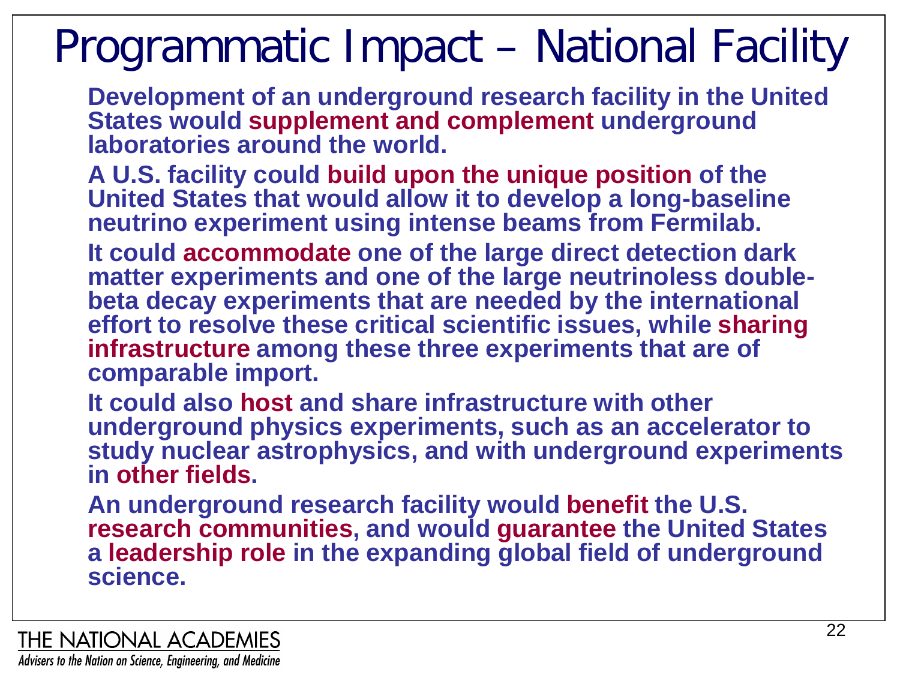# Programmatic Impact – National Facility

Development of an underground research facility in the United States would **supplement and complement** underground laboratories around the world.

A U.S. facility could **build upon the unique position** of the United States that would allow it to develop a long-baseline neutrino experiment using intense beams from Fermilab.

It could **accommodate** one of the large direct detection dark matter experiments and one of the large neutrinoless double-beta decay experiments that are needed by the international effort to resolve these critical scientific issues, while **sharing infrastructure** among these three experiments that are of comparable import.

It could also **host** and share infrastructure with other underground physics experiments, such as an accelerator to study nuclear astrophysics, and with underground experiments in **other fields**.

An underground research facility would **benefit** the U.S. **research communities**, and would **guarantee** the United States a **leadership role** in the expanding global field of underground science.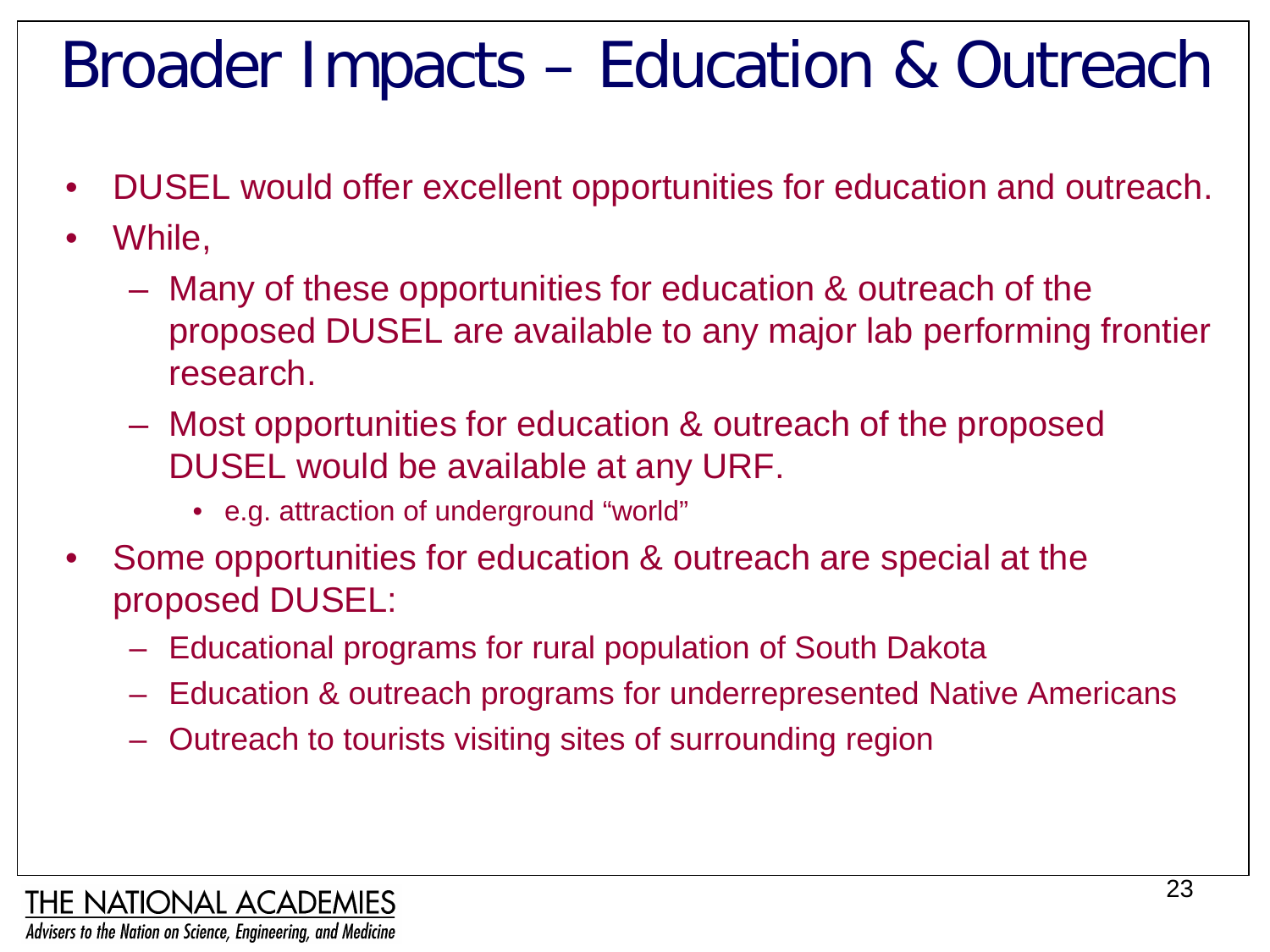# Broader Impacts – Education & Outreach

- DUSEL would offer excellent opportunities for education and outreach.
- While,
  - Many of these opportunities for education & outreach of the proposed DUSEL are available to any major lab performing frontier research.
  - Most opportunities for education & outreach of the proposed DUSEL would be available at any URF.
    - e.g. attraction of underground "world"
- Some opportunities for education & outreach are special at the proposed DUSEL:
  - Educational programs for rural population of South Dakota
  - Education & outreach programs for underrepresented Native Americans
  - Outreach to tourists visiting sites of surrounding region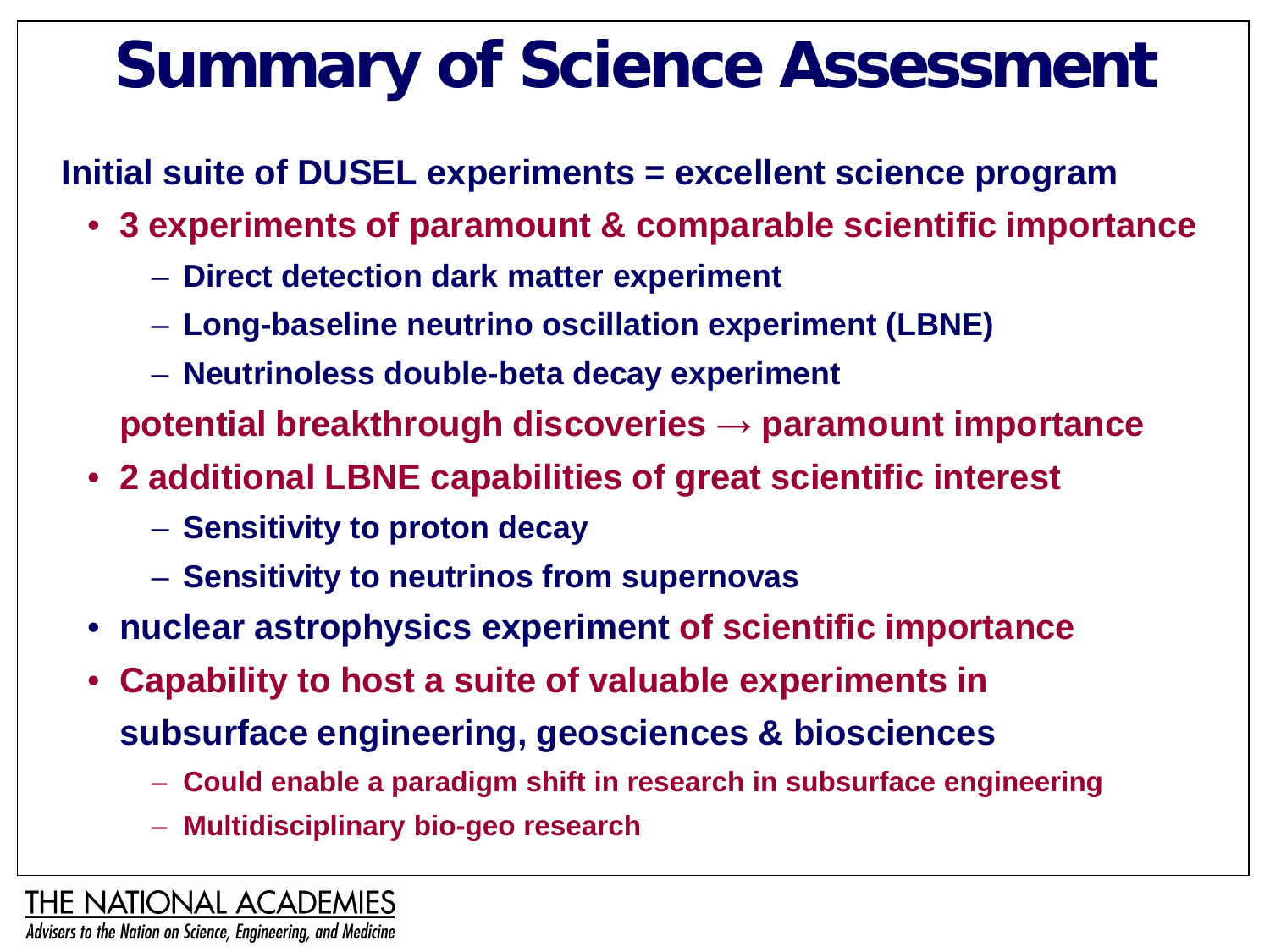# Summary of Science Assessment

**Initial suite of DUSEL experiments = excellent science program**

- **3 experiments of paramount & comparable scientific importance**
  - **Direct detection dark matter experiment**
  - **Long-baseline neutrino oscillation experiment (LBNE)**
  - **Neutrinoless double-beta decay experiment**

  **potential breakthrough discoveries → paramount importance**
- **2 additional LBNE capabilities of great scientific interest**
  - **Sensitivity to proton decay**
  - **Sensitivity to neutrinos from supernovas**
- **nuclear astrophysics experiment of scientific importance**
- **Capability to host a suite of valuable experiments in subsurface engineering, geosciences & biosciences**
  - **Could enable a paradigm shift in research in subsurface engineering**
  - **Multidisciplinary bio-geo research**

THE NATIONAL ACADEMIES

*Advisers to the Nation on Science, Engineering, and Medicine*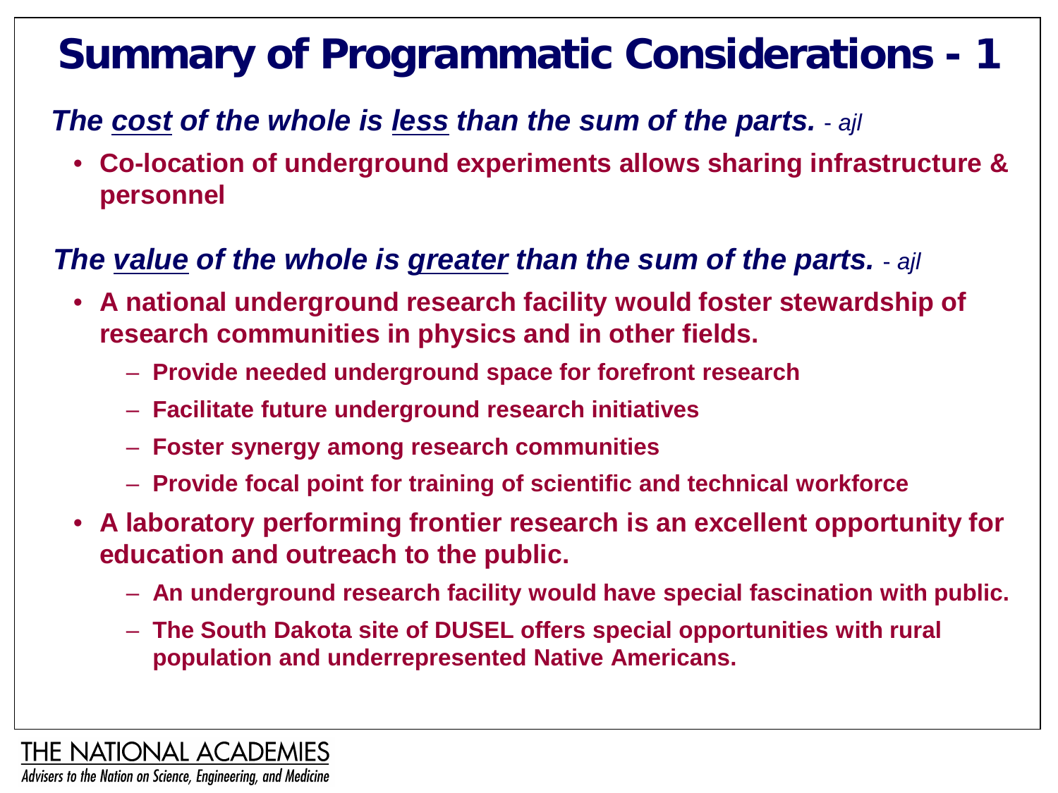# Summary of Programmatic Considerations - 1

***The cost of the whole is less than the sum of the parts.*** *- ajl*

- **Co-location of underground experiments allows sharing infrastructure & personnel**

***The value of the whole is greater than the sum of the parts.*** *- ajl*

- **A national underground research facility would foster stewardship of research communities in physics and in other fields.**
  - **Provide needed underground space for forefront research**
  - **Facilitate future underground research initiatives**
  - **Foster synergy among research communities**
  - **Provide focal point for training of scientific and technical workforce**
- **A laboratory performing frontier research is an excellent opportunity for education and outreach to the public.**
  - **An underground research facility would have special fascination with public.**
  - **The South Dakota site of DUSEL offers special opportunities with rural population and underrepresented Native Americans.**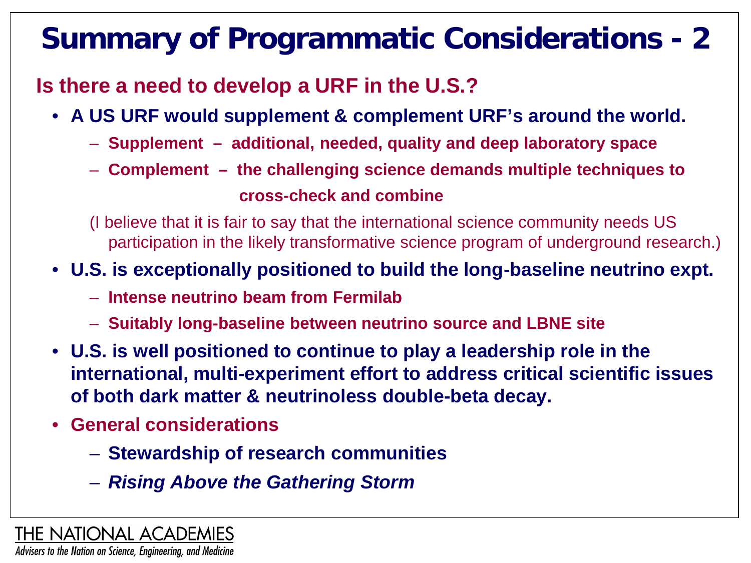# Summary of Programmatic Considerations - 2

## Is there a need to develop a URF in the U.S.?

- **A US URF would supplement & complement URF's around the world.**
  - **Supplement – additional, needed, quality and deep laboratory space**
  - **Complement – the challenging science demands multiple techniques to cross-check and combine**

  (I believe that it is fair to say that the international science community needs US participation in the likely transformative science program of underground research.)

- **U.S. is exceptionally positioned to build the long-baseline neutrino expt.**
  - **Intense neutrino beam from Fermilab**
  - **Suitably long-baseline between neutrino source and LBNE site**
- **U.S. is well positioned to continue to play a leadership role in the international, multi-experiment effort to address critical scientific issues of both dark matter & neutrinoless double-beta decay.**
- **General considerations**
  - **Stewardship of research communities**
  - ***Rising Above the Gathering Storm***

THE NATIONAL ACADEMIES

*Advisers to the Nation on Science, Engineering, and Medicine*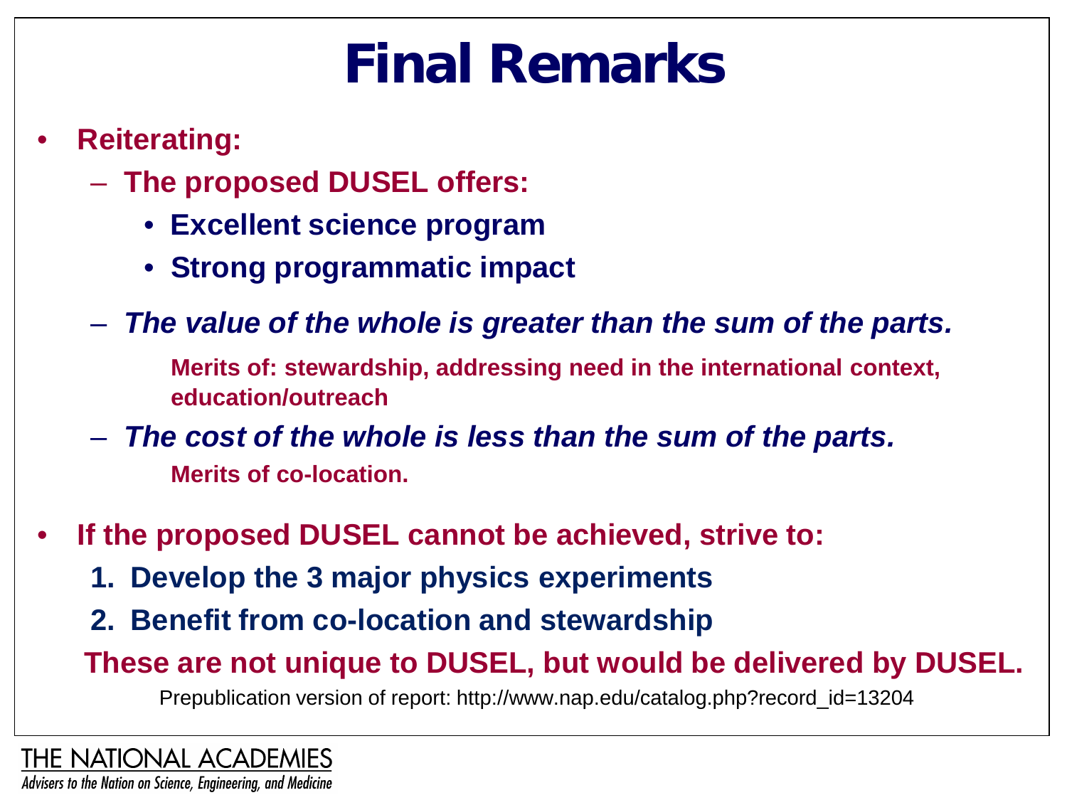# Final Remarks

- **Reiterating:**
  - **The proposed DUSEL offers:**
    - **Excellent science program**
    - **Strong programmatic impact**
  - ***The value of the whole is greater than the sum of the parts.***

    **Merits of: stewardship, addressing need in the international context, education/outreach**
  - ***The cost of the whole is less than the sum of the parts.***

    **Merits of co-location.**

- **If the proposed DUSEL cannot be achieved, strive to:**
  1. **Develop the 3 major physics experiments**
  2. **Benefit from co-location and stewardship**

**These are not unique to DUSEL, but would be delivered by DUSEL.**

Prepublication version of report: http://www.nap.edu/catalog.php?record_id=13204

THE NATIONAL ACADEMIES
*Advisers to the Nation on Science, Engineering, and Medicine*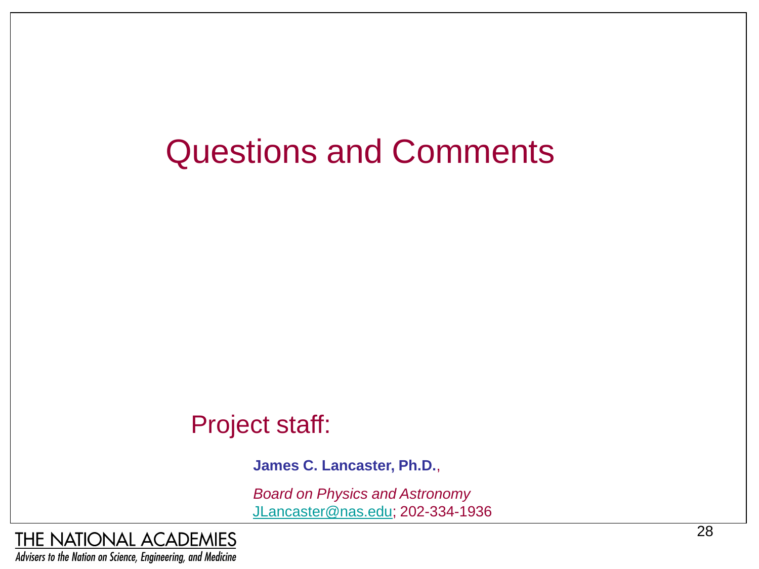# Questions and Comments

Project staff:

**James C. Lancaster, Ph.D.**,

*Board on Physics and Astronomy*
JLancaster@nas.edu; 202-334-1936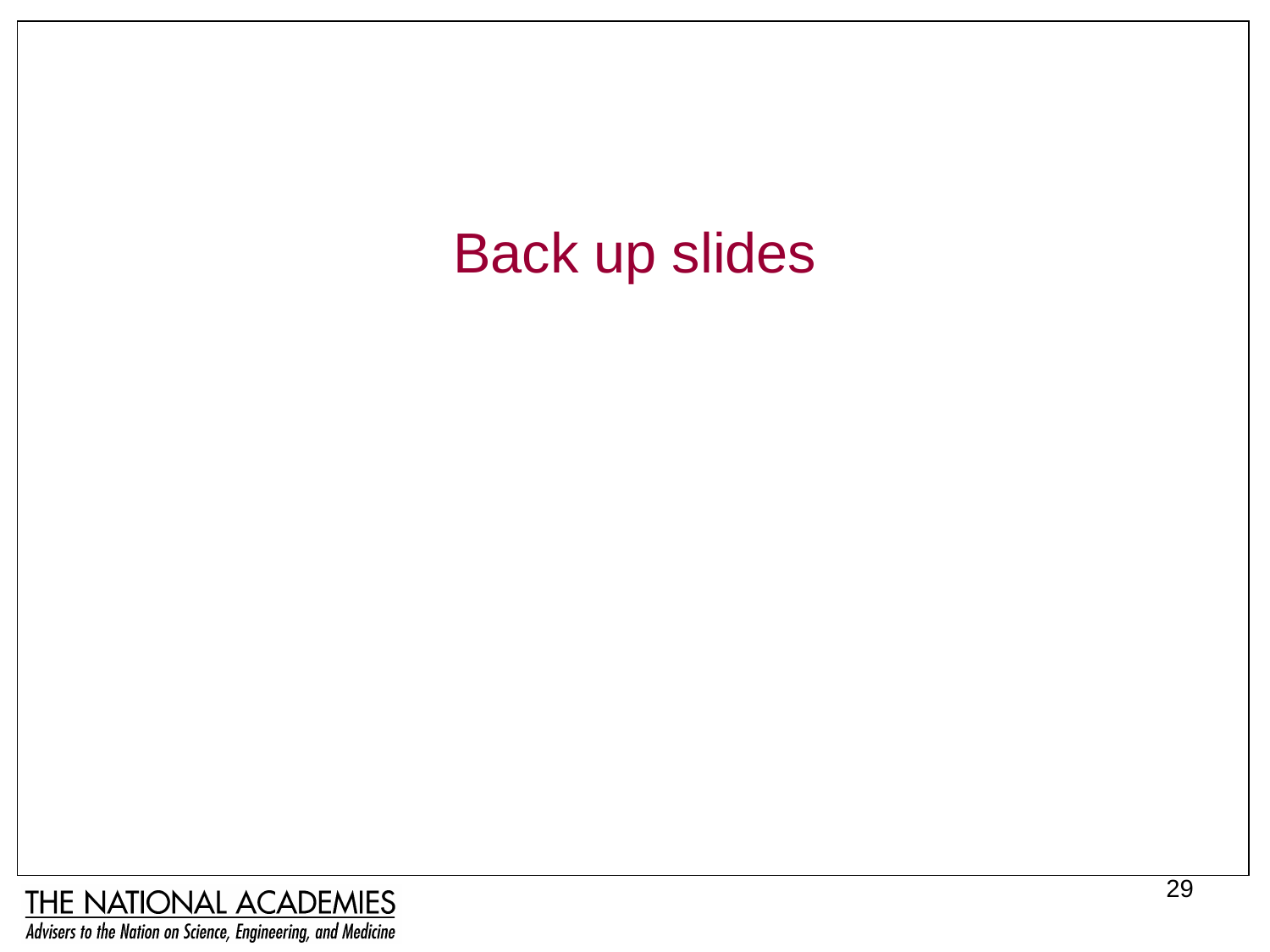# Back up slides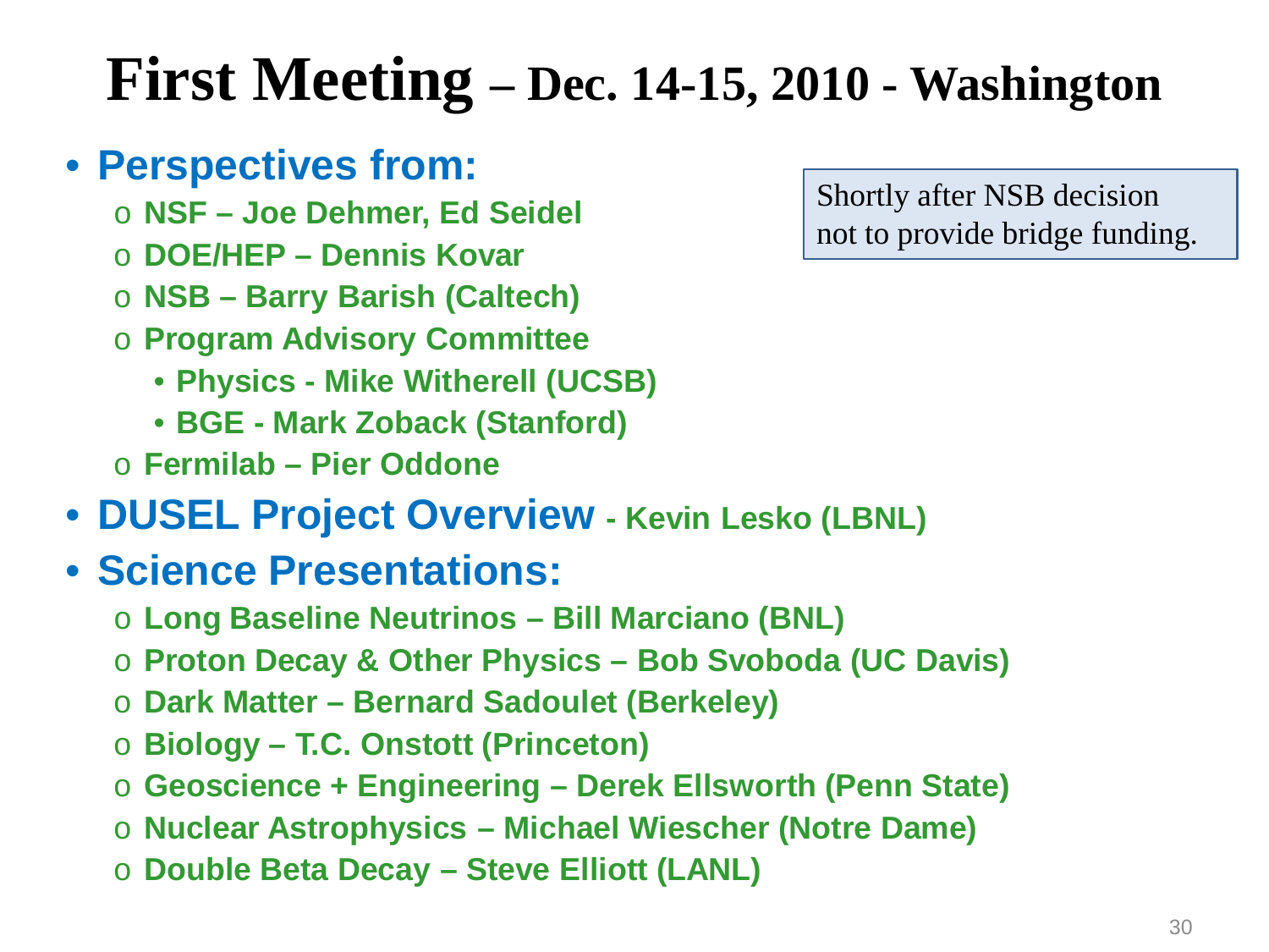# First Meeting – Dec. 14-15, 2010 - Washington

Shortly after NSB decision not to provide bridge funding.

- **Perspectives from:**
  - **NSF – Joe Dehmer, Ed Seidel**
  - **DOE/HEP – Dennis Kovar**
  - **NSB – Barry Barish (Caltech)**
  - **Program Advisory Committee**
    - **Physics - Mike Witherell (UCSB)**
    - **BGE - Mark Zoback (Stanford)**
  - **Fermilab – Pier Oddone**
- **DUSEL Project Overview - Kevin Lesko (LBNL)**
- **Science Presentations:**
  - **Long Baseline Neutrinos – Bill Marciano (BNL)**
  - **Proton Decay & Other Physics – Bob Svoboda (UC Davis)**
  - **Dark Matter – Bernard Sadoulet (Berkeley)**
  - **Biology – T.C. Onstott (Princeton)**
  - **Geoscience + Engineering – Derek Ellsworth (Penn State)**
  - **Nuclear Astrophysics – Michael Wiescher (Notre Dame)**
  - **Double Beta Decay – Steve Elliott (LANL)**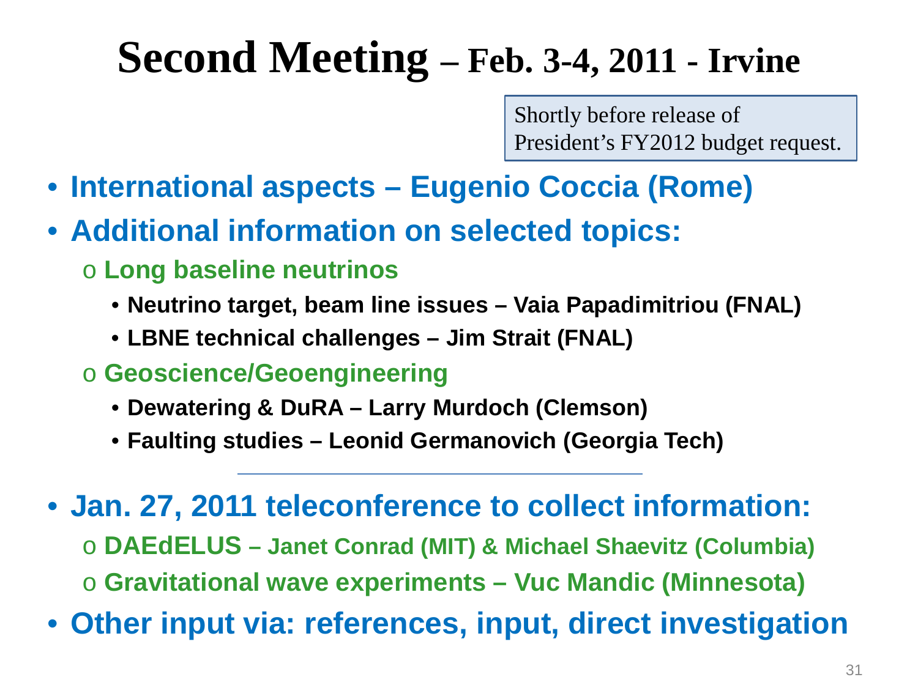# Second Meeting – Feb. 3-4, 2011 - Irvine

Shortly before release of President's FY2012 budget request.

- **International aspects – Eugenio Coccia (Rome)**
- **Additional information on selected topics:**
  - **Long baseline neutrinos**
    - **Neutrino target, beam line issues – Vaia Papadimitriou (FNAL)**
    - **LBNE technical challenges – Jim Strait (FNAL)**
  - **Geoscience/Geoengineering**
    - **Dewatering & DuRA – Larry Murdoch (Clemson)**
    - **Faulting studies – Leonid Germanovich (Georgia Tech)**

---

- **Jan. 27, 2011 teleconference to collect information:**
  - **DAEdELUS – Janet Conrad (MIT) & Michael Shaevitz (Columbia)**
  - **Gravitational wave experiments – Vuc Mandic (Minnesota)**
- **Other input via: references, input, direct investigation**